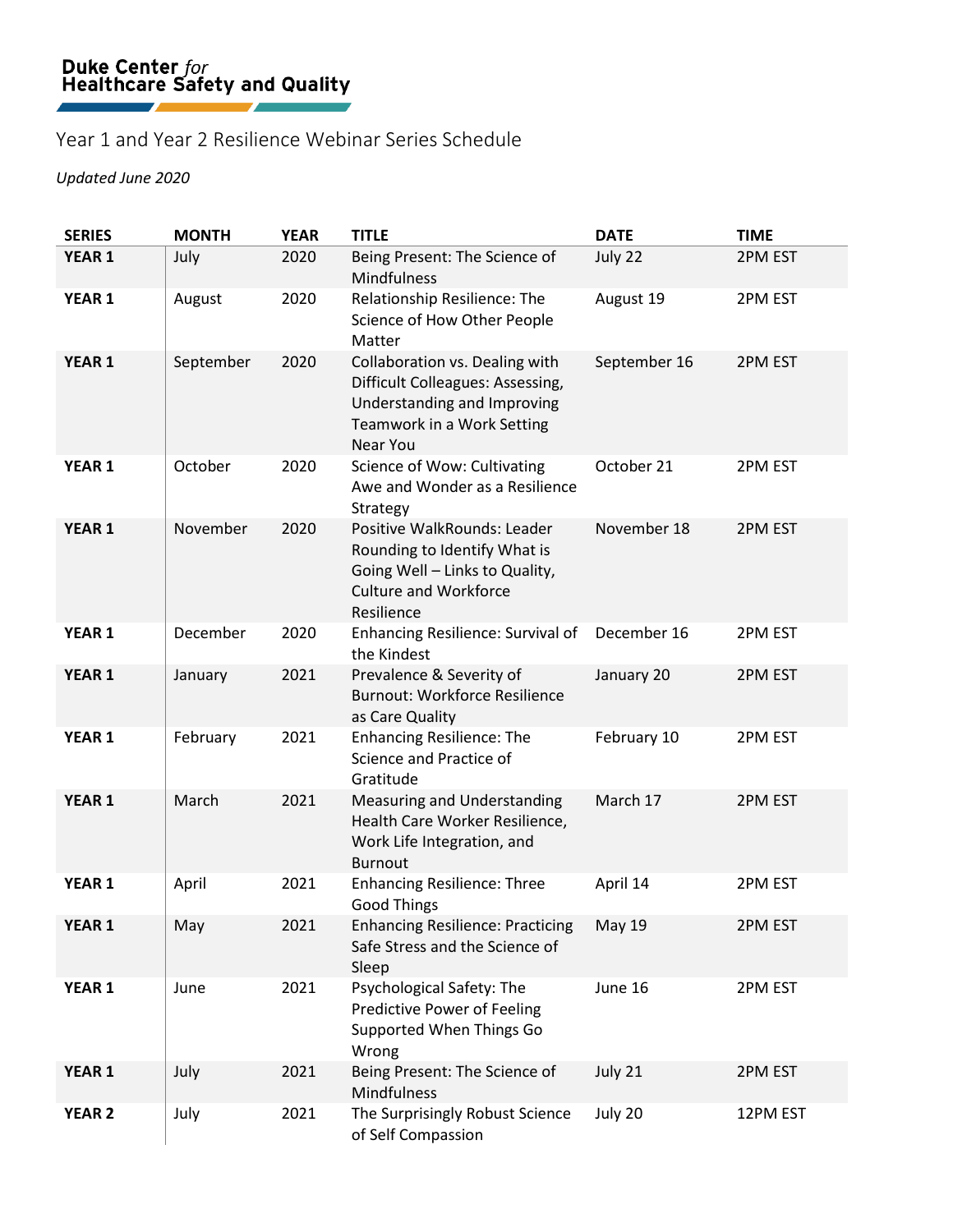**Duke Center** *for*
**Healthcare Safety and Quality**

# Year 1 and Year 2 Resilience Webinar Series Schedule

*Updated June 2020*

| SERIES | MONTH | YEAR | TITLE | DATE | TIME |
|---|---|---|---|---|---|
| **YEAR 1** | July | 2020 | Being Present: The Science of Mindfulness | July 22 | 2PM EST |
| **YEAR 1** | August | 2020 | Relationship Resilience: The Science of How Other People Matter | August 19 | 2PM EST |
| **YEAR 1** | September | 2020 | Collaboration vs. Dealing with Difficult Colleagues: Assessing, Understanding and Improving Teamwork in a Work Setting Near You | September 16 | 2PM EST |
| **YEAR 1** | October | 2020 | Science of Wow: Cultivating Awe and Wonder as a Resilience Strategy | October 21 | 2PM EST |
| **YEAR 1** | November | 2020 | Positive WalkRounds: Leader Rounding to Identify What is Going Well – Links to Quality, Culture and Workforce Resilience | November 18 | 2PM EST |
| **YEAR 1** | December | 2020 | Enhancing Resilience: Survival of the Kindest | December 16 | 2PM EST |
| **YEAR 1** | January | 2021 | Prevalence & Severity of Burnout: Workforce Resilience as Care Quality | January 20 | 2PM EST |
| **YEAR 1** | February | 2021 | Enhancing Resilience: The Science and Practice of Gratitude | February 10 | 2PM EST |
| **YEAR 1** | March | 2021 | Measuring and Understanding Health Care Worker Resilience, Work Life Integration, and Burnout | March 17 | 2PM EST |
| **YEAR 1** | April | 2021 | Enhancing Resilience: Three Good Things | April 14 | 2PM EST |
| **YEAR 1** | May | 2021 | Enhancing Resilience: Practicing Safe Stress and the Science of Sleep | May 19 | 2PM EST |
| **YEAR 1** | June | 2021 | Psychological Safety: The Predictive Power of Feeling Supported When Things Go Wrong | June 16 | 2PM EST |
| **YEAR 1** | July | 2021 | Being Present: The Science of Mindfulness | July 21 | 2PM EST |
| **YEAR 2** | July | 2021 | The Surprisingly Robust Science of Self Compassion | July 20 | 12PM EST |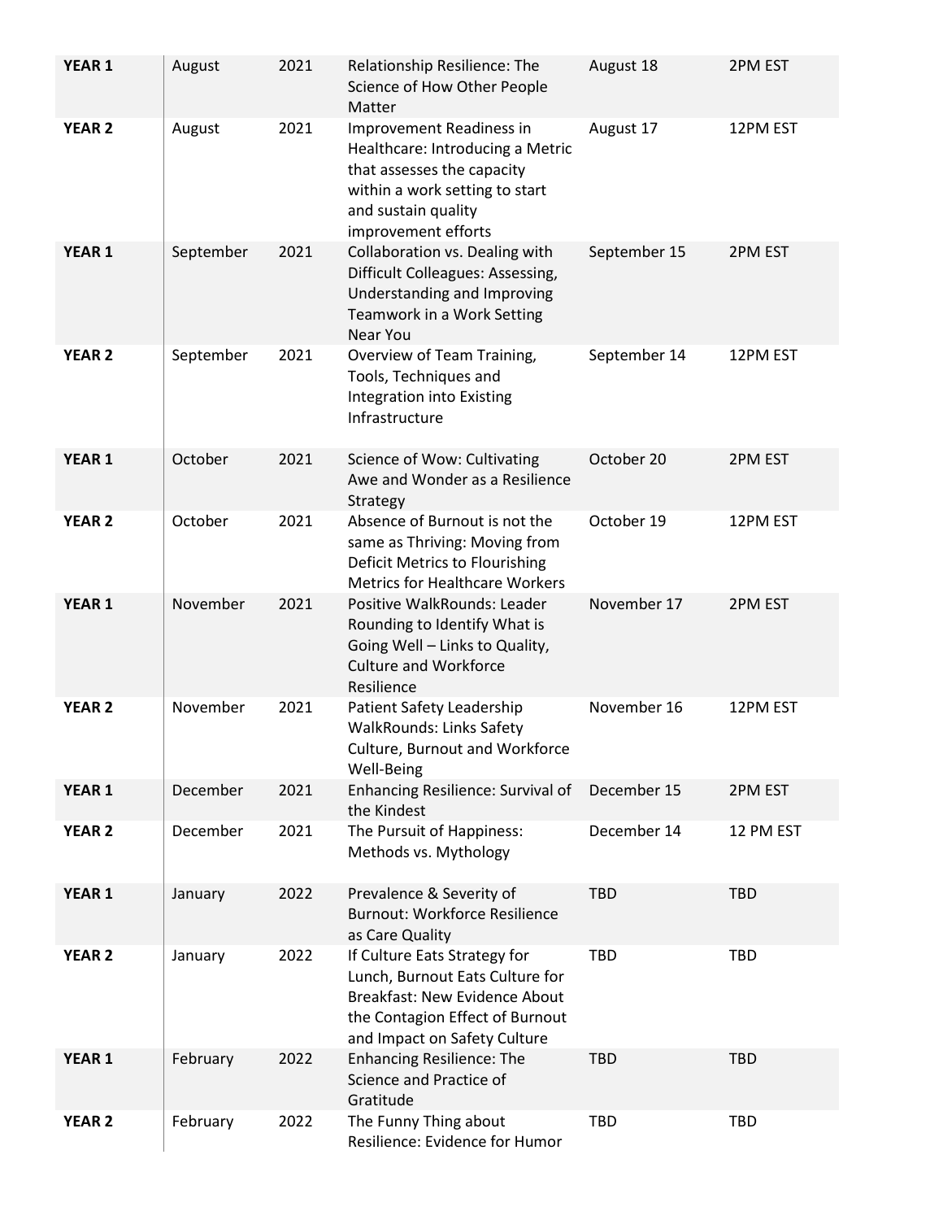| **YEAR 1** | August | 2021 | Relationship Resilience: The Science of How Other People Matter | August 18 | 2PM EST |
|---|---|---|---|---|---|
| **YEAR 2** | August | 2021 | Improvement Readiness in Healthcare: Introducing a Metric that assesses the capacity within a work setting to start and sustain quality improvement efforts | August 17 | 12PM EST |
| **YEAR 1** | September | 2021 | Collaboration vs. Dealing with Difficult Colleagues: Assessing, Understanding and Improving Teamwork in a Work Setting Near You | September 15 | 2PM EST |
| **YEAR 2** | September | 2021 | Overview of Team Training, Tools, Techniques and Integration into Existing Infrastructure | September 14 | 12PM EST |
| **YEAR 1** | October | 2021 | Science of Wow: Cultivating Awe and Wonder as a Resilience Strategy | October 20 | 2PM EST |
| **YEAR 2** | October | 2021 | Absence of Burnout is not the same as Thriving: Moving from Deficit Metrics to Flourishing Metrics for Healthcare Workers | October 19 | 12PM EST |
| **YEAR 1** | November | 2021 | Positive WalkRounds: Leader Rounding to Identify What is Going Well – Links to Quality, Culture and Workforce Resilience | November 17 | 2PM EST |
| **YEAR 2** | November | 2021 | Patient Safety Leadership WalkRounds: Links Safety Culture, Burnout and Workforce Well-Being | November 16 | 12PM EST |
| **YEAR 1** | December | 2021 | Enhancing Resilience: Survival of the Kindest | December 15 | 2PM EST |
| **YEAR 2** | December | 2021 | The Pursuit of Happiness: Methods vs. Mythology | December 14 | 12 PM EST |
| **YEAR 1** | January | 2022 | Prevalence & Severity of Burnout: Workforce Resilience as Care Quality | TBD | TBD |
| **YEAR 2** | January | 2022 | If Culture Eats Strategy for Lunch, Burnout Eats Culture for Breakfast: New Evidence About the Contagion Effect of Burnout and Impact on Safety Culture | TBD | TBD |
| **YEAR 1** | February | 2022 | Enhancing Resilience: The Science and Practice of Gratitude | TBD | TBD |
| **YEAR 2** | February | 2022 | The Funny Thing about Resilience: Evidence for Humor | TBD | TBD |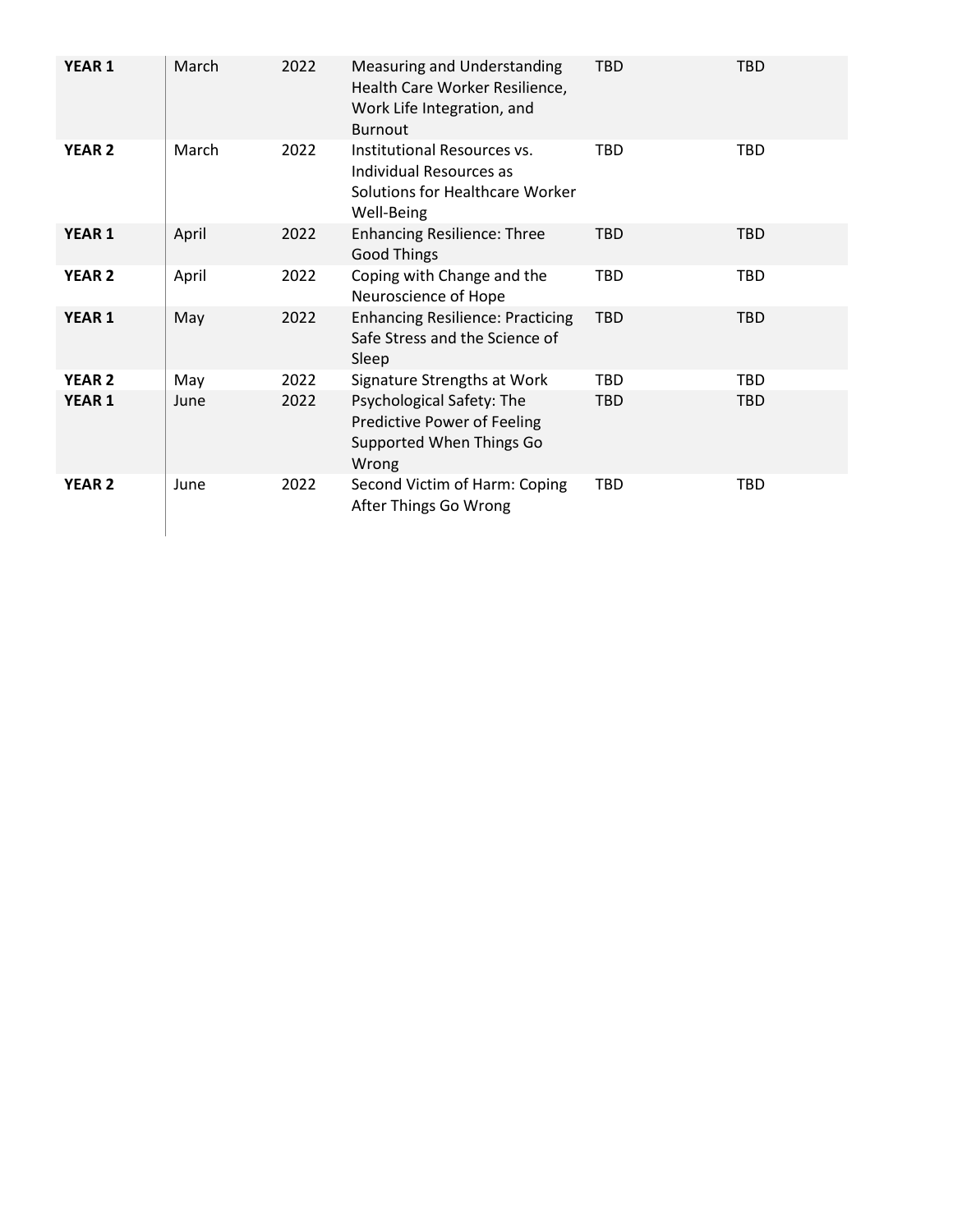| | | | | | |
|---|---|---|---|---|---|
| **YEAR 1** | March | 2022 | Measuring and Understanding Health Care Worker Resilience, Work Life Integration, and Burnout | TBD | TBD |
| **YEAR 2** | March | 2022 | Institutional Resources vs. Individual Resources as Solutions for Healthcare Worker Well-Being | TBD | TBD |
| **YEAR 1** | April | 2022 | Enhancing Resilience: Three Good Things | TBD | TBD |
| **YEAR 2** | April | 2022 | Coping with Change and the Neuroscience of Hope | TBD | TBD |
| **YEAR 1** | May | 2022 | Enhancing Resilience: Practicing Safe Stress and the Science of Sleep | TBD | TBD |
| **YEAR 2** | May | 2022 | Signature Strengths at Work | TBD | TBD |
| **YEAR 1** | June | 2022 | Psychological Safety: The Predictive Power of Feeling Supported When Things Go Wrong | TBD | TBD |
| **YEAR 2** | June | 2022 | Second Victim of Harm: Coping After Things Go Wrong | TBD | TBD |